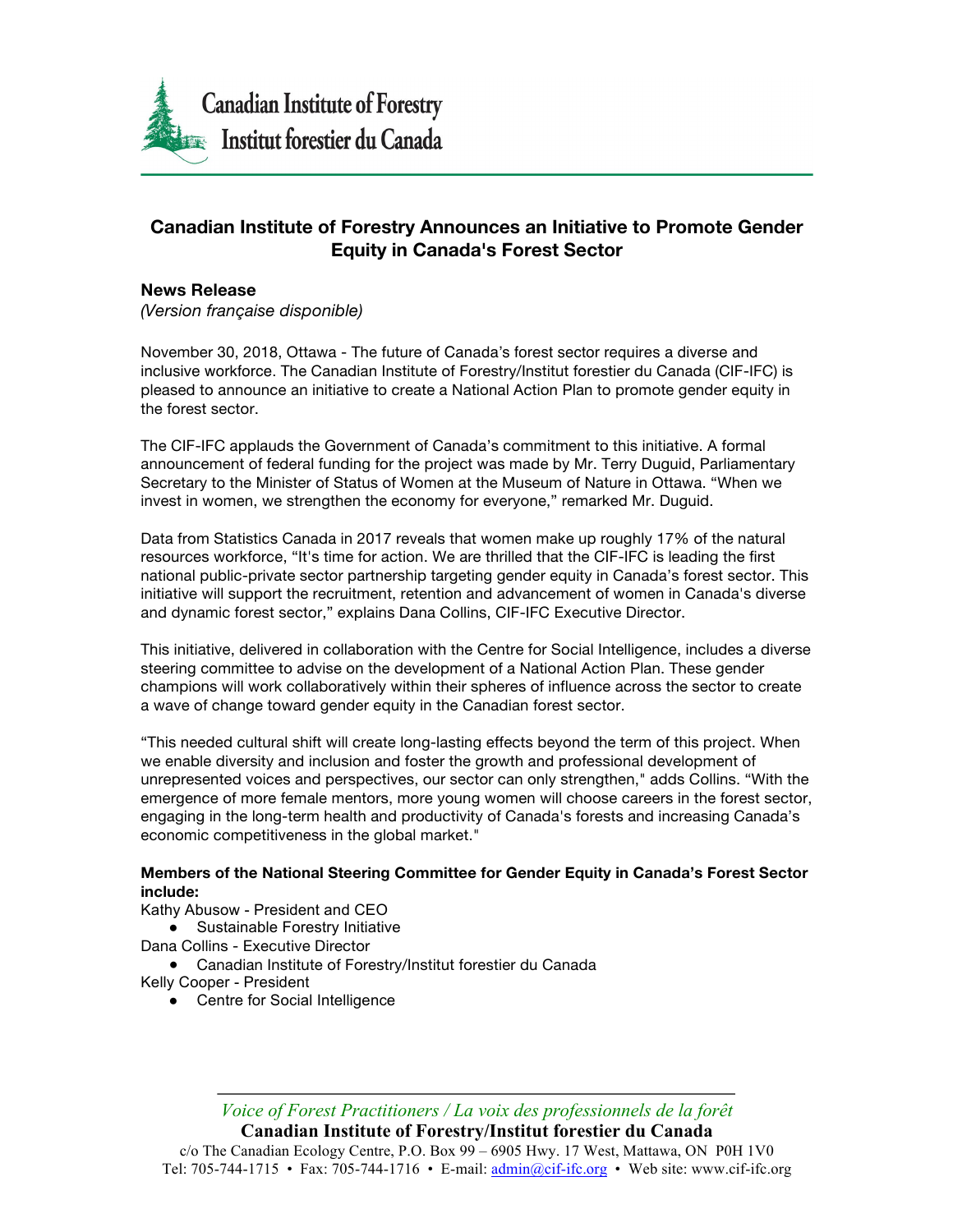Canadian Institute of Forestry
Institut forestier du Canada

# Canadian Institute of Forestry Announces an Initiative to Promote Gender Equity in Canada's Forest Sector

**News Release**
*(Version française disponible)*

November 30, 2018, Ottawa - The future of Canada's forest sector requires a diverse and inclusive workforce. The Canadian Institute of Forestry/Institut forestier du Canada (CIF-IFC) is pleased to announce an initiative to create a National Action Plan to promote gender equity in the forest sector.

The CIF-IFC applauds the Government of Canada's commitment to this initiative. A formal announcement of federal funding for the project was made by Mr. Terry Duguid, Parliamentary Secretary to the Minister of Status of Women at the Museum of Nature in Ottawa. "When we invest in women, we strengthen the economy for everyone," remarked Mr. Duguid.

Data from Statistics Canada in 2017 reveals that women make up roughly 17% of the natural resources workforce, "It's time for action. We are thrilled that the CIF-IFC is leading the first national public-private sector partnership targeting gender equity in Canada's forest sector. This initiative will support the recruitment, retention and advancement of women in Canada's diverse and dynamic forest sector," explains Dana Collins, CIF-IFC Executive Director.

This initiative, delivered in collaboration with the Centre for Social Intelligence, includes a diverse steering committee to advise on the development of a National Action Plan. These gender champions will work collaboratively within their spheres of influence across the sector to create a wave of change toward gender equity in the Canadian forest sector.

"This needed cultural shift will create long-lasting effects beyond the term of this project. When we enable diversity and inclusion and foster the growth and professional development of unrepresented voices and perspectives, our sector can only strengthen," adds Collins. "With the emergence of more female mentors, more young women will choose careers in the forest sector, engaging in the long-term health and productivity of Canada's forests and increasing Canada's economic competitiveness in the global market."

**Members of the National Steering Committee for Gender Equity in Canada's Forest Sector include:**

Kathy Abusow - President and CEO
- Sustainable Forestry Initiative

Dana Collins - Executive Director
- Canadian Institute of Forestry/Institut forestier du Canada

Kelly Cooper - President
- Centre for Social Intelligence

*Voice of Forest Practitioners / La voix des professionnels de la forêt*
**Canadian Institute of Forestry/Institut forestier du Canada**
c/o The Canadian Ecology Centre, P.O. Box 99 – 6905 Hwy. 17 West, Mattawa, ON P0H 1V0
Tel: 705-744-1715 • Fax: 705-744-1716 • E-mail: admin@cif-ifc.org • Web site: www.cif-ifc.org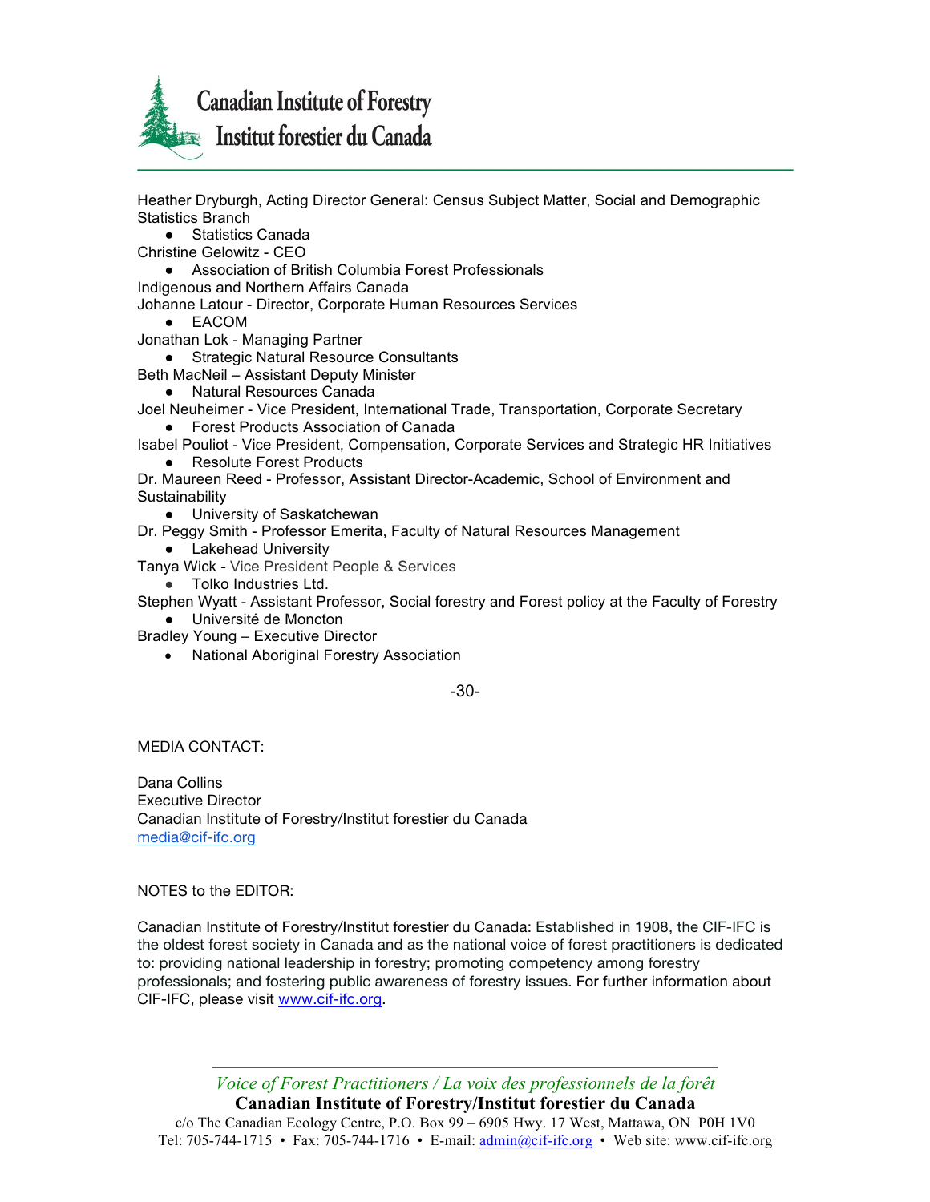Heather Dryburgh, Acting Director General: Census Subject Matter, Social and Demographic Statistics Branch

- Statistics Canada

Christine Gelowitz - CEO

- Association of British Columbia Forest Professionals

Indigenous and Northern Affairs Canada

Johanne Latour - Director, Corporate Human Resources Services

- EACOM

Jonathan Lok - Managing Partner

- Strategic Natural Resource Consultants

Beth MacNeil – Assistant Deputy Minister

- Natural Resources Canada

Joel Neuheimer - Vice President, International Trade, Transportation, Corporate Secretary

- Forest Products Association of Canada

Isabel Pouliot - Vice President, Compensation, Corporate Services and Strategic HR Initiatives

- Resolute Forest Products

Dr. Maureen Reed - Professor, Assistant Director-Academic, School of Environment and Sustainability

- University of Saskatchewan

Dr. Peggy Smith - Professor Emerita, Faculty of Natural Resources Management

- Lakehead University

Tanya Wick - Vice President People & Services

- Tolko Industries Ltd.

Stephen Wyatt - Assistant Professor, Social forestry and Forest policy at the Faculty of Forestry

- Université de Moncton

Bradley Young – Executive Director

- National Aboriginal Forestry Association

-30-

MEDIA CONTACT:

Dana Collins
Executive Director
Canadian Institute of Forestry/Institut forestier du Canada
media@cif-ifc.org

NOTES to the EDITOR:

Canadian Institute of Forestry/Institut forestier du Canada: Established in 1908, the CIF-IFC is the oldest forest society in Canada and as the national voice of forest practitioners is dedicated to: providing national leadership in forestry; promoting competency among forestry professionals; and fostering public awareness of forestry issues. For further information about CIF-IFC, please visit www.cif-ifc.org.